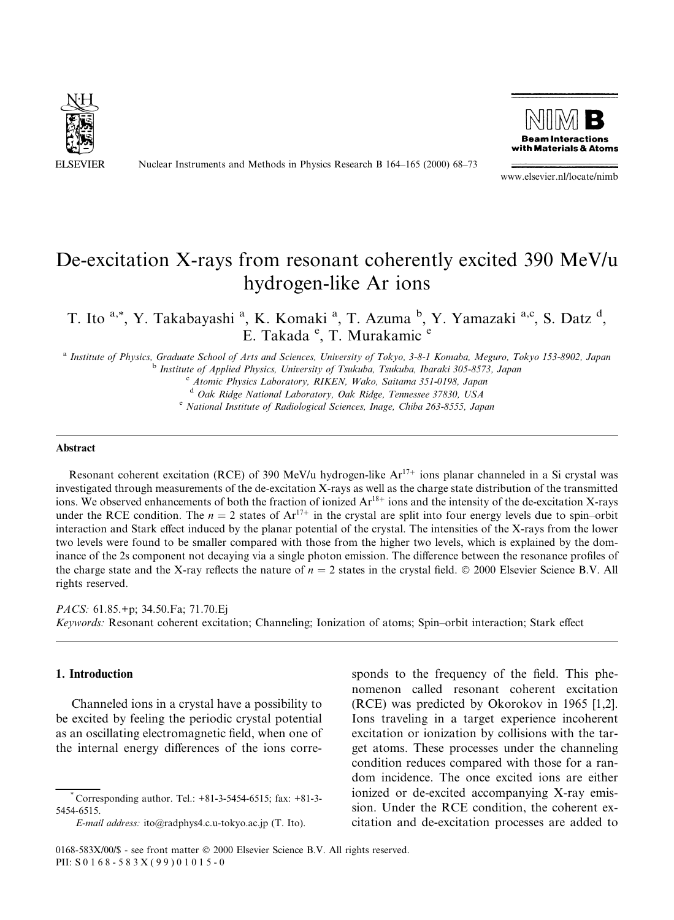# De-excitation X-rays from resonant coherently excited 390 MeV/u hydrogen-like Ar ions

T. Ito [a,*], Y. Takabayashi [a], K. Komaki [a], T. Azuma [b], Y. Yamazaki [a,c], S. Datz [d], E. Takada [e], T. Murakamic [e]

[a] *Institute of Physics, Graduate School of Arts and Sciences, University of Tokyo, 3-8-1 Komaba, Meguro, Tokyo 153-8902, Japan*
[b] *Institute of Applied Physics, University of Tsukuba, Tsukuba, Ibaraki 305-8573, Japan*
[c] *Atomic Physics Laboratory, RIKEN, Wako, Saitama 351-0198, Japan*
[d] *Oak Ridge National Laboratory, Oak Ridge, Tennessee 37830, USA*
[e] *National Institute of Radiological Sciences, Inage, Chiba 263-8555, Japan*

## Abstract

Resonant coherent excitation (RCE) of 390 MeV/u hydrogen-like $Ar^{17+}$ ions planar channeled in a Si crystal was investigated through measurements of the de-excitation X-rays as well as the charge state distribution of the transmitted ions. We observed enhancements of both the fraction of ionized $Ar^{18+}$ ions and the intensity of the de-excitation X-rays under the RCE condition. The $n = 2$ states of $Ar^{17+}$ in the crystal are split into four energy levels due to spin–orbit interaction and Stark effect induced by the planar potential of the crystal. The intensities of the X-rays from the lower two levels were found to be smaller compared with those from the higher two levels, which is explained by the dominance of the 2s component not decaying via a single photon emission. The difference between the resonance profiles of the charge state and the X-ray reflects the nature of $n = 2$ states in the crystal field. © 2000 Elsevier Science B.V. All rights reserved.

*PACS:* 61.85.+p; 34.50.Fa; 71.70.Ej

*Keywords:* Resonant coherent excitation; Channeling; Ionization of atoms; Spin–orbit interaction; Stark effect

## 1. Introduction

Channeled ions in a crystal have a possibility to be excited by feeling the periodic crystal potential as an oscillating electromagnetic field, when one of the internal energy differences of the ions corresponds to the frequency of the field. This phenomenon called resonant coherent excitation (RCE) was predicted by Okorokov in 1965 [1,2]. Ions traveling in a target experience incoherent excitation or ionization by collisions with the target atoms. These processes under the channeling condition reduces compared with those for a random incidence. The once excited ions are either ionized or de-excited accompanying X-ray emission. Under the RCE condition, the coherent excitation and de-excitation processes are added to

* Corresponding author. Tel.: +81-3-5454-6515; fax: +81-3-5454-6515.
*E-mail address:* ito@radphys4.c.u-tokyo.ac.jp (T. Ito).

0168-583X/00/$ - see front matter © 2000 Elsevier Science B.V. All rights reserved.
PII: S0168-583X(99)01015-0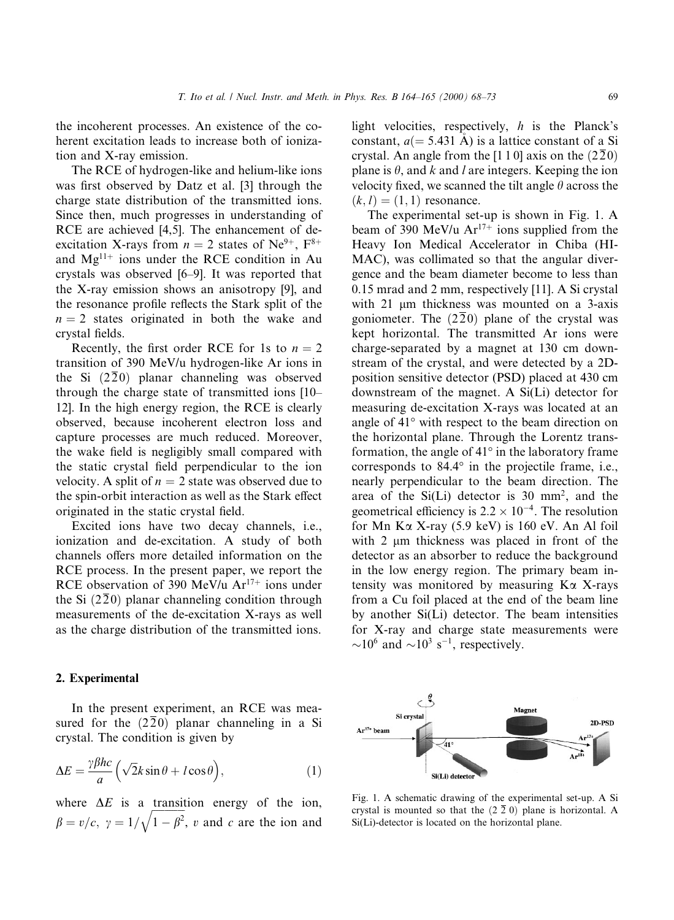the incoherent processes. An existence of the coherent excitation leads to increase both of ionization and X-ray emission.

The RCE of hydrogen-like and helium-like ions was first observed by Datz et al. [3] through the charge state distribution of the transmitted ions. Since then, much progresses in understanding of RCE are achieved [4,5]. The enhancement of de-excitation X-rays from $n = 2$ states of $Ne^{9+}$, $F^{8+}$ and $Mg^{11+}$ ions under the RCE condition in Au crystals was observed [6–9]. It was reported that the X-ray emission shows an anisotropy [9], and the resonance profile reflects the Stark split of the $n = 2$ states originated in both the wake and crystal fields.

Recently, the first order RCE for 1s to $n = 2$ transition of 390 MeV/u hydrogen-like Ar ions in the Si $(2\bar{2}0)$ planar channeling was observed through the charge state of transmitted ions [10–12]. In the high energy region, the RCE is clearly observed, because incoherent electron loss and capture processes are much reduced. Moreover, the wake field is negligibly small compared with the static crystal field perpendicular to the ion velocity. A split of $n = 2$ state was observed due to the spin-orbit interaction as well as the Stark effect originated in the static crystal field.

Excited ions have two decay channels, i.e., ionization and de-excitation. A study of both channels offers more detailed information on the RCE process. In the present paper, we report the RCE observation of 390 MeV/u $Ar^{17+}$ ions under the Si $(2\bar{2}0)$ planar channeling condition through measurements of the de-excitation X-rays as well as the charge distribution of the transmitted ions.

## 2. Experimental

In the present experiment, an RCE was measured for the $(2\bar{2}0)$ planar channeling in a Si crystal. The condition is given by

$$\Delta E = \frac{\gamma \beta h c}{a}\left(\sqrt{2}k \sin\theta + l \cos\theta\right), \qquad (1)$$

where $\Delta E$ is a transition energy of the ion, $\beta = v/c$, $\gamma = 1/\sqrt{1-\beta^2}$, $v$ and $c$ are the ion and light velocities, respectively, $h$ is the Planck's constant, $a$(= 5.431 Å) is a lattice constant of a Si crystal. An angle from the [1 1 0] axis on the $(2\bar{2}0)$ plane is $\theta$, and $k$ and $l$ are integers. Keeping the ion velocity fixed, we scanned the tilt angle $\theta$ across the $(k, l) = (1, 1)$ resonance.

The experimental set-up is shown in Fig. 1. A beam of 390 MeV/u $Ar^{17+}$ ions supplied from the Heavy Ion Medical Accelerator in Chiba (HIMAC), was collimated so that the angular divergence and the beam diameter become to less than 0.15 mrad and 2 mm, respectively [11]. A Si crystal with 21 μm thickness was mounted on a 3-axis goniometer. The $(2\bar{2}0)$ plane of the crystal was kept horizontal. The transmitted Ar ions were charge-separated by a magnet at 130 cm downstream of the crystal, and were detected by a 2D-position sensitive detector (PSD) placed at 430 cm downstream of the magnet. A Si(Li) detector for measuring de-excitation X-rays was located at an angle of 41° with respect to the beam direction on the horizontal plane. Through the Lorentz transformation, the angle of 41° in the laboratory frame corresponds to 84.4° in the projectile frame, i.e., nearly perpendicular to the beam direction. The area of the Si(Li) detector is 30 mm$^2$, and the geometrical efficiency is $2.2 \times 10^{-4}$. The resolution for Mn Kα X-ray (5.9 keV) is 160 eV. An Al foil with 2 μm thickness was placed in front of the detector as an absorber to reduce the background in the low energy region. The primary beam intensity was monitored by measuring Kα X-rays from a Cu foil placed at the end of the beam line by another Si(Li) detector. The beam intensities for X-ray and charge state measurements were $\sim 10^6$ and $\sim 10^3$ s$^{-1}$, respectively.

Fig. 1. A schematic drawing of the experimental set-up. A Si crystal is mounted so that the $(2\,\bar{2}\,0)$ plane is horizontal. A Si(Li)-detector is located on the horizontal plane.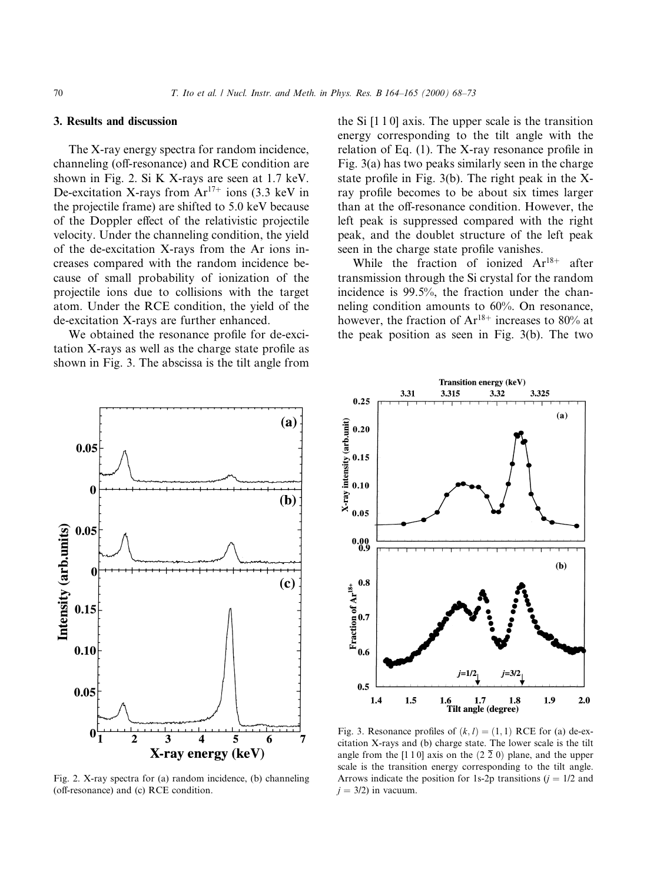## 3. Results and discussion

The X-ray energy spectra for random incidence, channeling (off-resonance) and RCE condition are shown in Fig. 2. Si K X-rays are seen at 1.7 keV. De-excitation X-rays from $Ar^{17+}$ ions (3.3 keV in the projectile frame) are shifted to 5.0 keV because of the Doppler effect of the relativistic projectile velocity. Under the channeling condition, the yield of the de-excitation X-rays from the Ar ions increases compared with the random incidence because of small probability of ionization of the projectile ions due to collisions with the target atom. Under the RCE condition, the yield of the de-excitation X-rays are further enhanced.

We obtained the resonance profile for de-excitation X-rays as well as the charge state profile as shown in Fig. 3. The abscissa is the tilt angle from the Si [1 1 0] axis. The upper scale is the transition energy corresponding to the tilt angle with the relation of Eq. (1). The X-ray resonance profile in Fig. 3(a) has two peaks similarly seen in the charge state profile in Fig. 3(b). The right peak in the X-ray profile becomes to be about six times larger than at the off-resonance condition. However, the left peak is suppressed compared with the right peak, and the doublet structure of the left peak seen in the charge state profile vanishes.

While the fraction of ionized $Ar^{18+}$ after transmission through the Si crystal for the random incidence is 99.5%, the fraction under the channeling condition amounts to 60%. On resonance, however, the fraction of $Ar^{18+}$ increases to 80% at the peak position as seen in Fig. 3(b). The two

Fig. 2. X-ray spectra for (a) random incidence, (b) channeling (off-resonance) and (c) RCE condition.

Fig. 3. Resonance profiles of $(k, l) = (1, 1)$ RCE for (a) de-excitation X-rays and (b) charge state. The lower scale is the tilt angle from the [1 1 0] axis on the $(2\,\bar{2}\,0)$ plane, and the upper scale is the transition energy corresponding to the tilt angle. Arrows indicate the position for 1s-2p transitions ($j = 1/2$ and $j = 3/2$) in vacuum.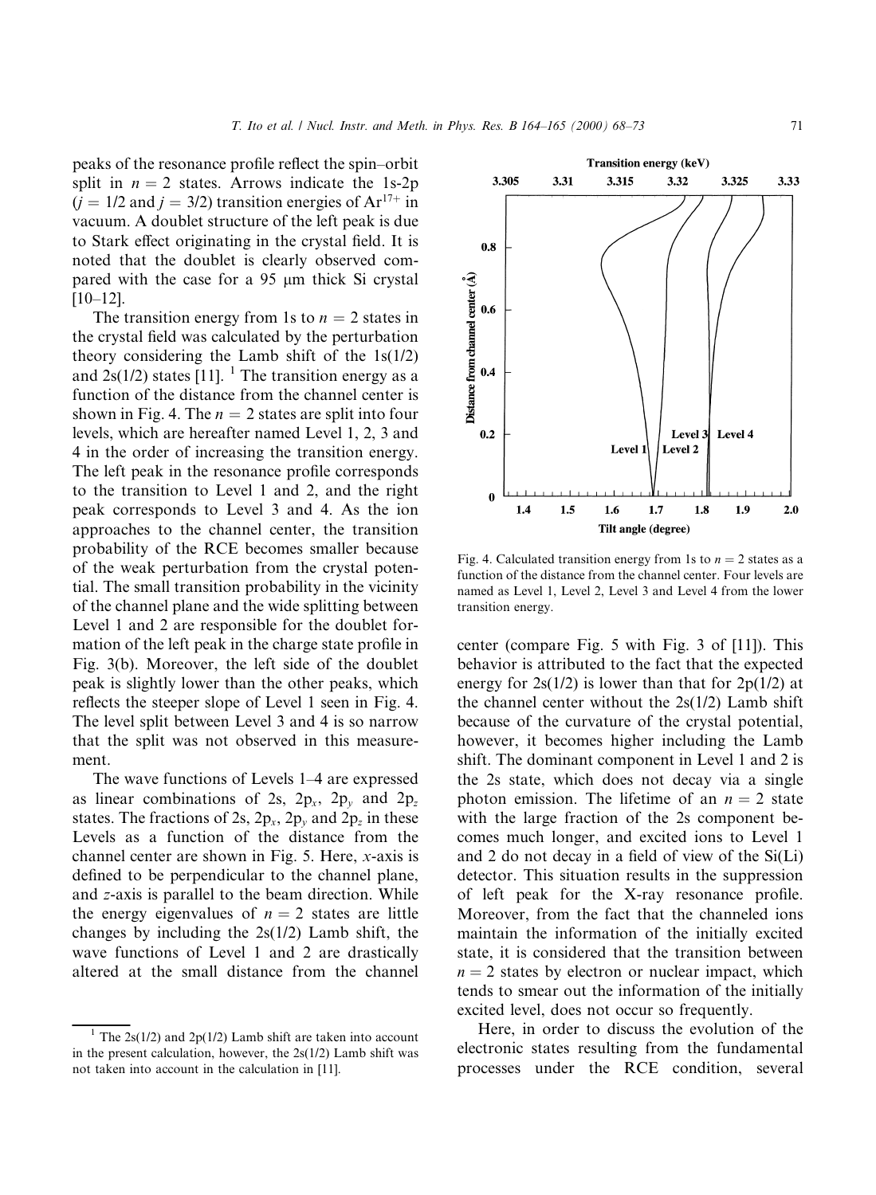peaks of the resonance profile reflect the spin–orbit split in $n = 2$ states. Arrows indicate the 1s-2p ($j = 1/2$ and $j = 3/2$) transition energies of $Ar^{17+}$ in vacuum. A doublet structure of the left peak is due to Stark effect originating in the crystal field. It is noted that the doublet is clearly observed compared with the case for a 95 μm thick Si crystal [10–12].

The transition energy from 1s to $n = 2$ states in the crystal field was calculated by the perturbation theory considering the Lamb shift of the 1s(1/2) and 2s(1/2) states [11]. [1] The transition energy as a function of the distance from the channel center is shown in Fig. 4. The $n = 2$ states are split into four levels, which are hereafter named Level 1, 2, 3 and 4 in the order of increasing the transition energy. The left peak in the resonance profile corresponds to the transition to Level 1 and 2, and the right peak corresponds to Level 3 and 4. As the ion approaches to the channel center, the transition probability of the RCE becomes smaller because of the weak perturbation from the crystal potential. The small transition probability in the vicinity of the channel plane and the wide splitting between Level 1 and 2 are responsible for the doublet formation of the left peak in the charge state profile in Fig. 3(b). Moreover, the left side of the doublet peak is slightly lower than the other peaks, which reflects the steeper slope of Level 1 seen in Fig. 4. The level split between Level 3 and 4 is so narrow that the split was not observed in this measurement.

The wave functions of Levels 1–4 are expressed as linear combinations of 2s, $2p_x$, $2p_y$ and $2p_z$ states. The fractions of 2s, $2p_x$, $2p_y$ and $2p_z$ in these Levels as a function of the distance from the channel center are shown in Fig. 5. Here, $x$-axis is defined to be perpendicular to the channel plane, and $z$-axis is parallel to the beam direction. While the energy eigenvalues of $n = 2$ states are little changes by including the 2s(1/2) Lamb shift, the wave functions of Level 1 and 2 are drastically altered at the small distance from the channel center (compare Fig. 5 with Fig. 3 of [11]). This behavior is attributed to the fact that the expected energy for 2s(1/2) is lower than that for 2p(1/2) at the channel center without the 2s(1/2) Lamb shift because of the curvature of the crystal potential, however, it becomes higher including the Lamb shift. The dominant component in Level 1 and 2 is the 2s state, which does not decay via a single photon emission. The lifetime of an $n = 2$ state with the large fraction of the 2s component becomes much longer, and excited ions to Level 1 and 2 do not decay in a field of view of the Si(Li) detector. This situation results in the suppression of left peak for the X-ray resonance profile. Moreover, from the fact that the channeled ions maintain the information of the initially excited state, it is considered that the transition between $n = 2$ states by electron or nuclear impact, which tends to smear out the information of the initially excited level, does not occur so frequently.

Fig. 4. Calculated transition energy from 1s to $n = 2$ states as a function of the distance from the channel center. Four levels are named as Level 1, Level 2, Level 3 and Level 4 from the lower transition energy.

Here, in order to discuss the evolution of the electronic states resulting from the fundamental processes under the RCE condition, several

[1] The 2s(1/2) and 2p(1/2) Lamb shift are taken into account in the present calculation, however, the 2s(1/2) Lamb shift was not taken into account in the calculation in [11].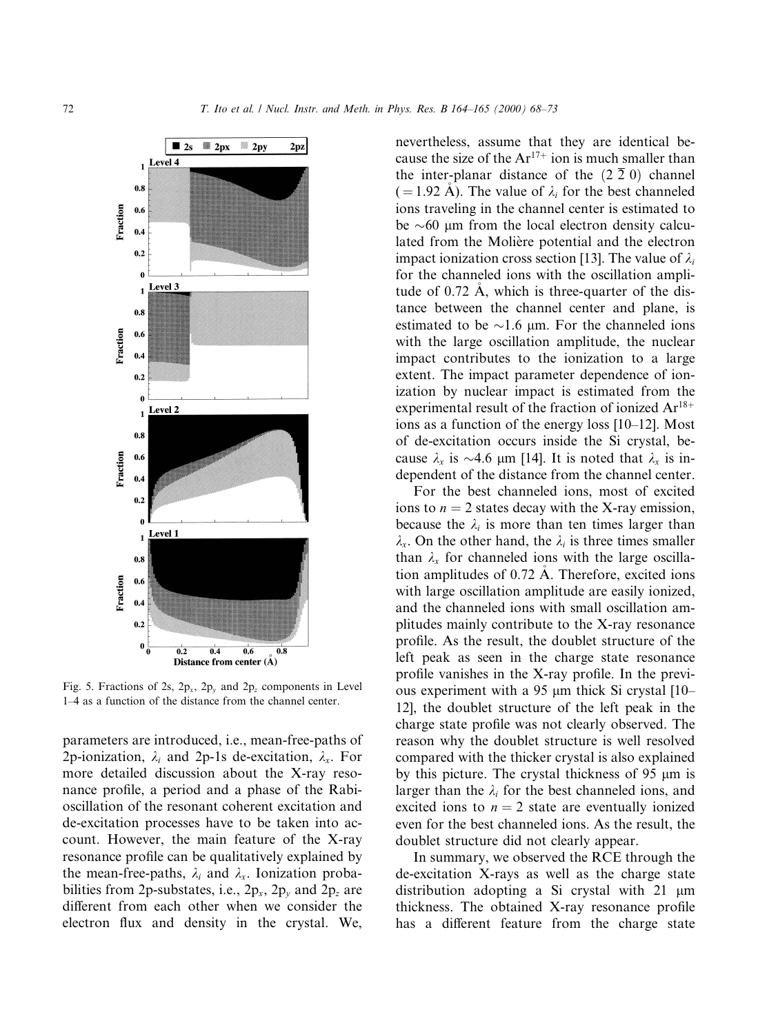Fig. 5. Fractions of 2s, $2p_x$, $2p_y$ and $2p_z$ components in Level 1–4 as a function of the distance from the channel center.

parameters are introduced, i.e., mean-free-paths of 2p-ionization, $\lambda_i$ and 2p-1s de-excitation, $\lambda_x$. For more detailed discussion about the X-ray resonance profile, a period and a phase of the Rabi-oscillation of the resonant coherent excitation and de-excitation processes have to be taken into account. However, the main feature of the X-ray resonance profile can be qualitatively explained by the mean-free-paths, $\lambda_i$ and $\lambda_x$. Ionization probabilities from 2p-substates, i.e., $2p_x$, $2p_y$ and $2p_z$ are different from each other when we consider the electron flux and density in the crystal. We, nevertheless, assume that they are identical because the size of the $Ar^{17+}$ ion is much smaller than the inter-planar distance of the $(2\,\bar{2}\,0)$ channel (= 1.92 Å). The value of $\lambda_i$ for the best channeled ions traveling in the channel center is estimated to be ~60 μm from the local electron density calculated from the Molière potential and the electron impact ionization cross section [13]. The value of $\lambda_i$ for the channeled ions with the oscillation amplitude of 0.72 Å, which is three-quarter of the distance between the channel center and plane, is estimated to be ~1.6 μm. For the channeled ions with the large oscillation amplitude, the nuclear impact contributes to the ionization to a large extent. The impact parameter dependence of ionization by nuclear impact is estimated from the experimental result of the fraction of ionized $Ar^{18+}$ ions as a function of the energy loss [10–12]. Most of de-excitation occurs inside the Si crystal, because $\lambda_x$ is ~4.6 μm [14]. It is noted that $\lambda_x$ is independent of the distance from the channel center.

For the best channeled ions, most of excited ions to $n = 2$ states decay with the X-ray emission, because the $\lambda_i$ is more than ten times larger than $\lambda_x$. On the other hand, the $\lambda_i$ is three times smaller than $\lambda_x$ for channeled ions with the large oscillation amplitudes of 0.72 Å. Therefore, excited ions with large oscillation amplitude are easily ionized, and the channeled ions with small oscillation amplitudes mainly contribute to the X-ray resonance profile. As the result, the doublet structure of the left peak as seen in the charge state resonance profile vanishes in the X-ray profile. In the previous experiment with a 95 μm thick Si crystal [10–12], the doublet structure of the left peak in the charge state profile was not clearly observed. The reason why the doublet structure is well resolved compared with the thicker crystal is also explained by this picture. The crystal thickness of 95 μm is larger than the $\lambda_i$ for the best channeled ions, and excited ions to $n = 2$ state are eventually ionized even for the best channeled ions. As the result, the doublet structure did not clearly appear.

In summary, we observed the RCE through the de-excitation X-rays as well as the charge state distribution adopting a Si crystal with 21 μm thickness. The obtained X-ray resonance profile has a different feature from the charge state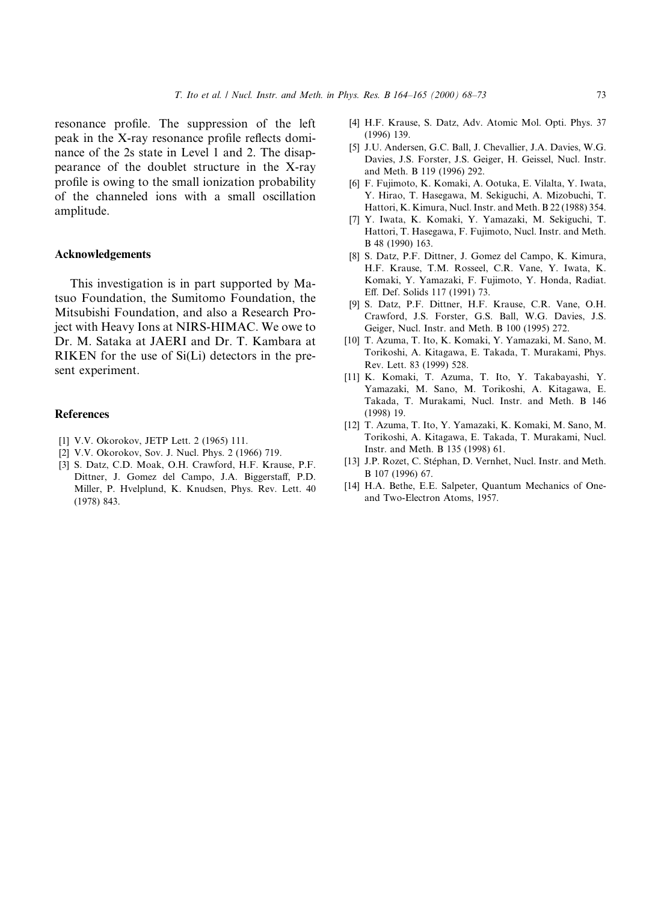resonance profile. The suppression of the left peak in the X-ray resonance profile reflects dominance of the 2s state in Level 1 and 2. The disappearance of the doublet structure in the X-ray profile is owing to the small ionization probability of the channeled ions with a small oscillation amplitude.

## Acknowledgements

This investigation is in part supported by Matsuo Foundation, the Sumitomo Foundation, the Mitsubishi Foundation, and also a Research Project with Heavy Ions at NIRS-HIMAC. We owe to Dr. M. Sataka at JAERI and Dr. T. Kambara at RIKEN for the use of Si(Li) detectors in the present experiment.

## References

[1] V.V. Okorokov, JETP Lett. 2 (1965) 111.
[2] V.V. Okorokov, Sov. J. Nucl. Phys. 2 (1966) 719.
[3] S. Datz, C.D. Moak, O.H. Crawford, H.F. Krause, P.F. Dittner, J. Gomez del Campo, J.A. Biggerstaff, P.D. Miller, P. Hvelplund, K. Knudsen, Phys. Rev. Lett. 40 (1978) 843.
[4] H.F. Krause, S. Datz, Adv. Atomic Mol. Opti. Phys. 37 (1996) 139.
[5] J.U. Andersen, G.C. Ball, J. Chevallier, J.A. Davies, W.G. Davies, J.S. Forster, J.S. Geiger, H. Geissel, Nucl. Instr. and Meth. B 119 (1996) 292.
[6] F. Fujimoto, K. Komaki, A. Ootuka, E. Vilalta, Y. Iwata, Y. Hirao, T. Hasegawa, M. Sekiguchi, A. Mizobuchi, T. Hattori, K. Kimura, Nucl. Instr. and Meth. B 22 (1988) 354.
[7] Y. Iwata, K. Komaki, Y. Yamazaki, M. Sekiguchi, T. Hattori, T. Hasegawa, F. Fujimoto, Nucl. Instr. and Meth. B 48 (1990) 163.
[8] S. Datz, P.F. Dittner, J. Gomez del Campo, K. Kimura, H.F. Krause, T.M. Rosseel, C.R. Vane, Y. Iwata, K. Komaki, Y. Yamazaki, F. Fujimoto, Y. Honda, Radiat. Eff. Def. Solids 117 (1991) 73.
[9] S. Datz, P.F. Dittner, H.F. Krause, C.R. Vane, O.H. Crawford, J.S. Forster, G.S. Ball, W.G. Davies, J.S. Geiger, Nucl. Instr. and Meth. B 100 (1995) 272.
[10] T. Azuma, T. Ito, K. Komaki, Y. Yamazaki, M. Sano, M. Torikoshi, A. Kitagawa, E. Takada, T. Murakami, Phys. Rev. Lett. 83 (1999) 528.
[11] K. Komaki, T. Azuma, T. Ito, Y. Takabayashi, Y. Yamazaki, M. Sano, M. Torikoshi, A. Kitagawa, E. Takada, T. Murakami, Nucl. Instr. and Meth. B 146 (1998) 19.
[12] T. Azuma, T. Ito, Y. Yamazaki, K. Komaki, M. Sano, M. Torikoshi, A. Kitagawa, E. Takada, T. Murakami, Nucl. Instr. and Meth. B 135 (1998) 61.
[13] J.P. Rozet, C. Stéphan, D. Vernhet, Nucl. Instr. and Meth. B 107 (1996) 67.
[14] H.A. Bethe, E.E. Salpeter, Quantum Mechanics of One- and Two-Electron Atoms, 1957.